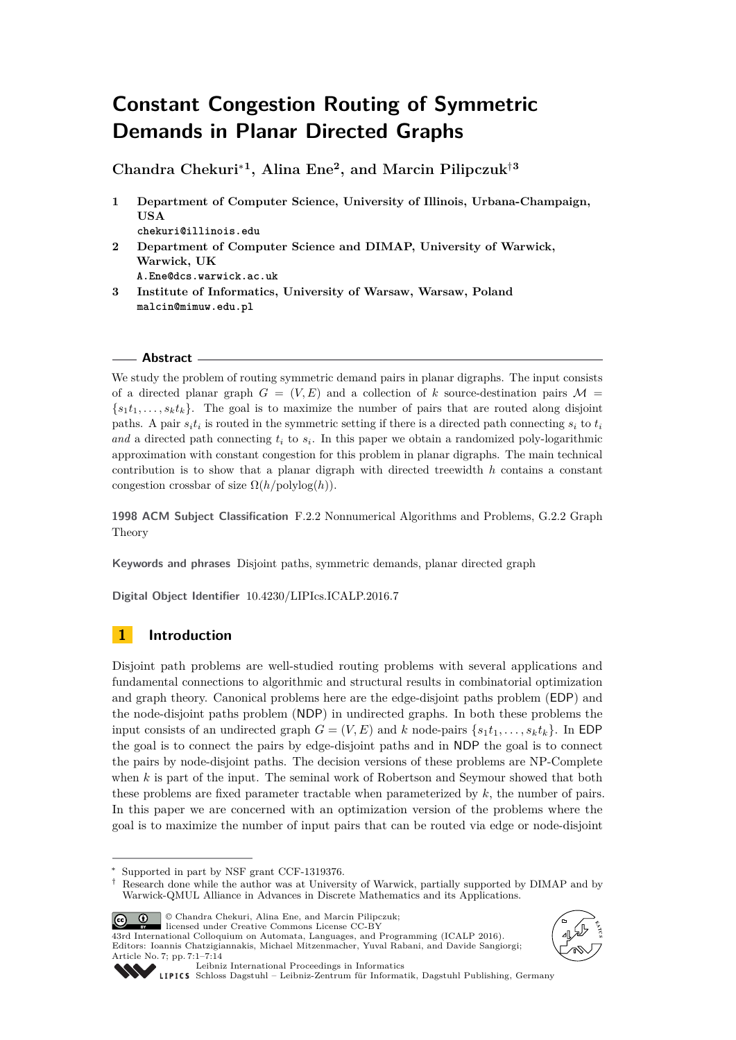# Constant Congestion Routing of Symmetric Demands in Planar Directed Graphs

**Chandra Chekuri**[*1], **Alina Ene**[2], **and Marcin Pilipczuk**[†3]

1 **Department of Computer Science, University of Illinois, Urbana-Champaign, USA**
chekuri@illinois.edu

2 **Department of Computer Science and DIMAP, University of Warwick, Warwick, UK**
A.Ene@dcs.warwick.ac.uk

3 **Institute of Informatics, University of Warsaw, Warsaw, Poland**
malcin@mimuw.edu.pl

## Abstract

We study the problem of routing symmetric demand pairs in planar digraphs. The input consists of a directed planar graph $G = (V, E)$ and a collection of $k$ source-destination pairs $\mathcal{M} = \{s_1t_1, \ldots, s_kt_k\}$. The goal is to maximize the number of pairs that are routed along disjoint paths. A pair $s_it_i$ is routed in the symmetric setting if there is a directed path connecting $s_i$ to $t_i$ *and* a directed path connecting $t_i$ to $s_i$. In this paper we obtain a randomized poly-logarithmic approximation with constant congestion for this problem in planar digraphs. The main technical contribution is to show that a planar digraph with directed treewidth $h$ contains a constant congestion crossbar of size $\Omega(h/\text{polylog}(h))$.

**1998 ACM Subject Classification** F.2.2 Nonnumerical Algorithms and Problems, G.2.2 Graph Theory

**Keywords and phrases** Disjoint paths, symmetric demands, planar directed graph

**Digital Object Identifier** 10.4230/LIPIcs.ICALP.2016.7

## 1 Introduction

Disjoint path problems are well-studied routing problems with several applications and fundamental connections to algorithmic and structural results in combinatorial optimization and graph theory. Canonical problems here are the edge-disjoint paths problem (EDP) and the node-disjoint paths problem (NDP) in undirected graphs. In both these problems the input consists of an undirected graph $G = (V, E)$ and $k$ node-pairs $\{s_1t_1, \ldots, s_kt_k\}$. In EDP the goal is to connect the pairs by edge-disjoint paths and in NDP the goal is to connect the pairs by node-disjoint paths. The decision versions of these problems are NP-Complete when $k$ is part of the input. The seminal work of Robertson and Seymour showed that both these problems are fixed parameter tractable when parameterized by $k$, the number of pairs. In this paper we are concerned with an optimization version of the problems where the goal is to maximize the number of input pairs that can be routed via edge or node-disjoint

---

[*] Supported in part by NSF grant CCF-1319376.
[†] Research done while the author was at University of Warwick, partially supported by DIMAP and by Warwick-QMUL Alliance in Advances in Discrete Mathematics and its Applications.

© Chandra Chekuri, Alina Ene, and Marcin Pilipczuk;
licensed under Creative Commons License CC-BY
43rd International Colloquium on Automata, Languages, and Programming (ICALP 2016).
Editors: Ioannis Chatzigiannakis, Michael Mitzenmacher, Yuval Rabani, and Davide Sangiorgi;
Article No. 7; pp. 7:1–7:14
Leibniz International Proceedings in Informatics
Schloss Dagstuhl – Leibniz-Zentrum für Informatik, Dagstuhl Publishing, Germany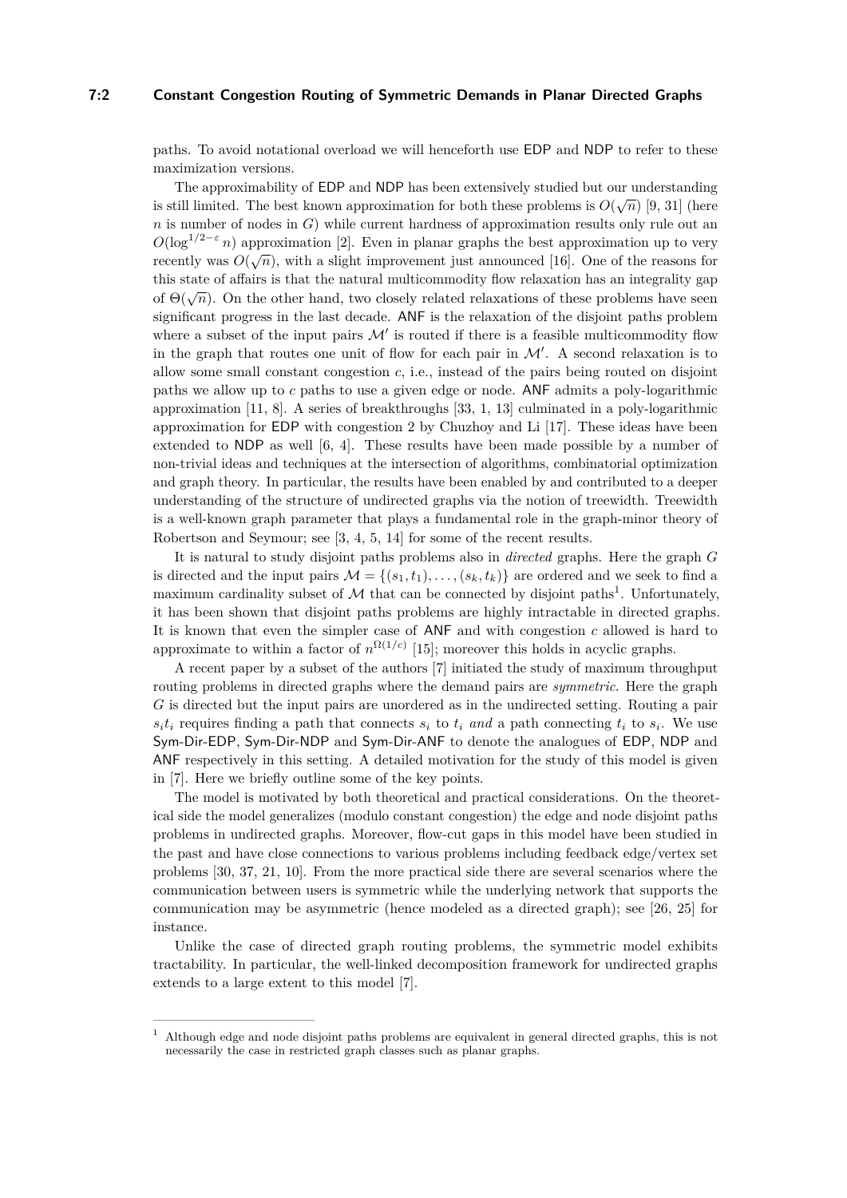paths. To avoid notational overload we will henceforth use EDP and NDP to refer to these maximization versions.

The approximability of EDP and NDP has been extensively studied but our understanding is still limited. The best known approximation for both these problems is $O(\sqrt{n})$ [9, 31] (here $n$ is number of nodes in $G$) while current hardness of approximation results only rule out an $O(\log^{1/2-\varepsilon} n)$ approximation [2]. Even in planar graphs the best approximation up to very recently was $O(\sqrt{n})$, with a slight improvement just announced [16]. One of the reasons for this state of affairs is that the natural multicommodity flow relaxation has an integrality gap of $\Theta(\sqrt{n})$. On the other hand, two closely related relaxations of these problems have seen significant progress in the last decade. ANF is the relaxation of the disjoint paths problem where a subset of the input pairs $\mathcal{M}'$ is routed if there is a feasible multicommodity flow in the graph that routes one unit of flow for each pair in $\mathcal{M}'$. A second relaxation is to allow some small constant congestion $c$, i.e., instead of the pairs being routed on disjoint paths we allow up to $c$ paths to use a given edge or node. ANF admits a poly-logarithmic approximation [11, 8]. A series of breakthroughs [33, 1, 13] culminated in a poly-logarithmic approximation for EDP with congestion 2 by Chuzhoy and Li [17]. These ideas have been extended to NDP as well [6, 4]. These results have been made possible by a number of non-trivial ideas and techniques at the intersection of algorithms, combinatorial optimization and graph theory. In particular, the results have been enabled by and contributed to a deeper understanding of the structure of undirected graphs via the notion of treewidth. Treewidth is a well-known graph parameter that plays a fundamental role in the graph-minor theory of Robertson and Seymour; see [3, 4, 5, 14] for some of the recent results.

It is natural to study disjoint paths problems also in *directed* graphs. Here the graph $G$ is directed and the input pairs $\mathcal{M} = \{(s_1, t_1), \ldots, (s_k, t_k)\}$ are ordered and we seek to find a maximum cardinality subset of $\mathcal{M}$ that can be connected by disjoint paths[1]. Unfortunately, it has been shown that disjoint paths problems are highly intractable in directed graphs. It is known that even the simpler case of ANF and with congestion $c$ allowed is hard to approximate to within a factor of $n^{\Omega(1/c)}$ [15]; moreover this holds in acyclic graphs.

A recent paper by a subset of the authors [7] initiated the study of maximum throughput routing problems in directed graphs where the demand pairs are *symmetric*. Here the graph $G$ is directed but the input pairs are unordered as in the undirected setting. Routing a pair $s_it_i$ requires finding a path that connects $s_i$ to $t_i$ *and* a path connecting $t_i$ to $s_i$. We use Sym-Dir-EDP, Sym-Dir-NDP and Sym-Dir-ANF to denote the analogues of EDP, NDP and ANF respectively in this setting. A detailed motivation for the study of this model is given in [7]. Here we briefly outline some of the key points.

The model is motivated by both theoretical and practical considerations. On the theoretical side the model generalizes (modulo constant congestion) the edge and node disjoint paths problems in undirected graphs. Moreover, flow-cut gaps in this model have been studied in the past and have close connections to various problems including feedback edge/vertex set problems [30, 37, 21, 10]. From the more practical side there are several scenarios where the communication between users is symmetric while the underlying network that supports the communication may be asymmetric (hence modeled as a directed graph); see [26, 25] for instance.

Unlike the case of directed graph routing problems, the symmetric model exhibits tractability. In particular, the well-linked decomposition framework for undirected graphs extends to a large extent to this model [7].

---

[1] Although edge and node disjoint paths problems are equivalent in general directed graphs, this is not necessarily the case in restricted graph classes such as planar graphs.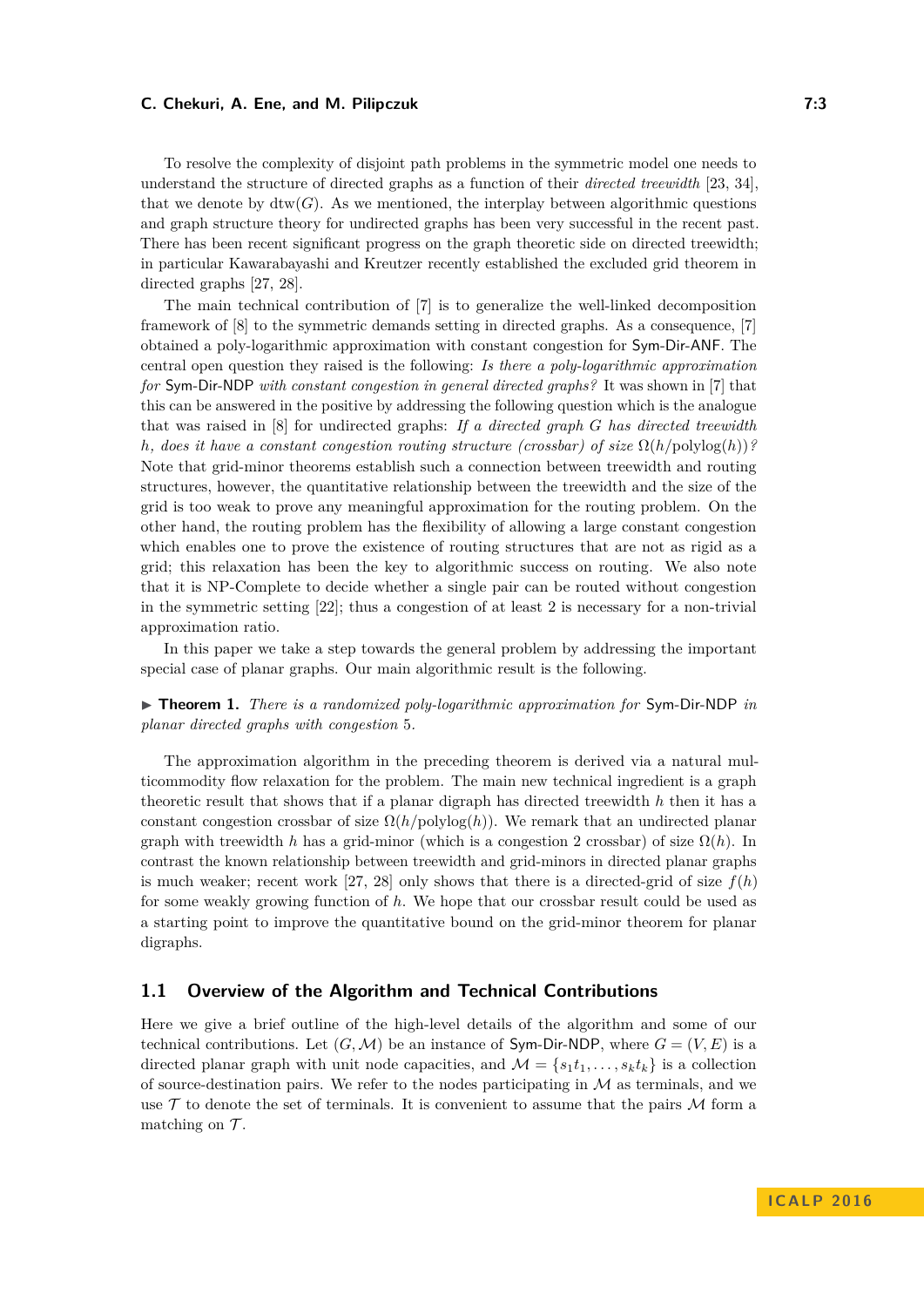To resolve the complexity of disjoint path problems in the symmetric model one needs to understand the structure of directed graphs as a function of their *directed treewidth* [23, 34], that we denote by $\mathrm{dtw}(G)$. As we mentioned, the interplay between algorithmic questions and graph structure theory for undirected graphs has been very successful in the recent past. There has been recent significant progress on the graph theoretic side on directed treewidth; in particular Kawarabayashi and Kreutzer recently established the excluded grid theorem in directed graphs [27, 28].

The main technical contribution of [7] is to generalize the well-linked decomposition framework of [8] to the symmetric demands setting in directed graphs. As a consequence, [7] obtained a poly-logarithmic approximation with constant congestion for Sym-Dir-ANF. The central open question they raised is the following: *Is there a poly-logarithmic approximation for* Sym-Dir-NDP *with constant congestion in general directed graphs?* It was shown in [7] that this can be answered in the positive by addressing the following question which is the analogue that was raised in [8] for undirected graphs: *If a directed graph $G$ has directed treewidth $h$, does it have a constant congestion routing structure (crossbar) of size $\Omega(h/\mathrm{polylog}(h))$?* Note that grid-minor theorems establish such a connection between treewidth and routing structures, however, the quantitative relationship between the treewidth and the size of the grid is too weak to prove any meaningful approximation for the routing problem. On the other hand, the routing problem has the flexibility of allowing a large constant congestion which enables one to prove the existence of routing structures that are not as rigid as a grid; this relaxation has been the key to algorithmic success on routing. We also note that it is NP-Complete to decide whether a single pair can be routed without congestion in the symmetric setting [22]; thus a congestion of at least 2 is necessary for a non-trivial approximation ratio.

In this paper we take a step towards the general problem by addressing the important special case of planar graphs. Our main algorithmic result is the following.

▶ **Theorem 1.** *There is a randomized poly-logarithmic approximation for* Sym-Dir-NDP *in planar directed graphs with congestion* 5*.*

The approximation algorithm in the preceding theorem is derived via a natural multicommodity flow relaxation for the problem. The main new technical ingredient is a graph theoretic result that shows that if a planar digraph has directed treewidth $h$ then it has a constant congestion crossbar of size $\Omega(h/\mathrm{polylog}(h))$. We remark that an undirected planar graph with treewidth $h$ has a grid-minor (which is a congestion 2 crossbar) of size $\Omega(h)$. In contrast the known relationship between treewidth and grid-minors in directed planar graphs is much weaker; recent work [27, 28] only shows that there is a directed-grid of size $f(h)$ for some weakly growing function of $h$. We hope that our crossbar result could be used as a starting point to improve the quantitative bound on the grid-minor theorem for planar digraphs.

## 1.1 Overview of the Algorithm and Technical Contributions

Here we give a brief outline of the high-level details of the algorithm and some of our technical contributions. Let $(G, \mathcal{M})$ be an instance of Sym-Dir-NDP, where $G = (V, E)$ is a directed planar graph with unit node capacities, and $\mathcal{M} = \{s_1t_1, \ldots, s_kt_k\}$ is a collection of source-destination pairs. We refer to the nodes participating in $\mathcal{M}$ as terminals, and we use $\mathcal{T}$ to denote the set of terminals. It is convenient to assume that the pairs $\mathcal{M}$ form a matching on $\mathcal{T}$.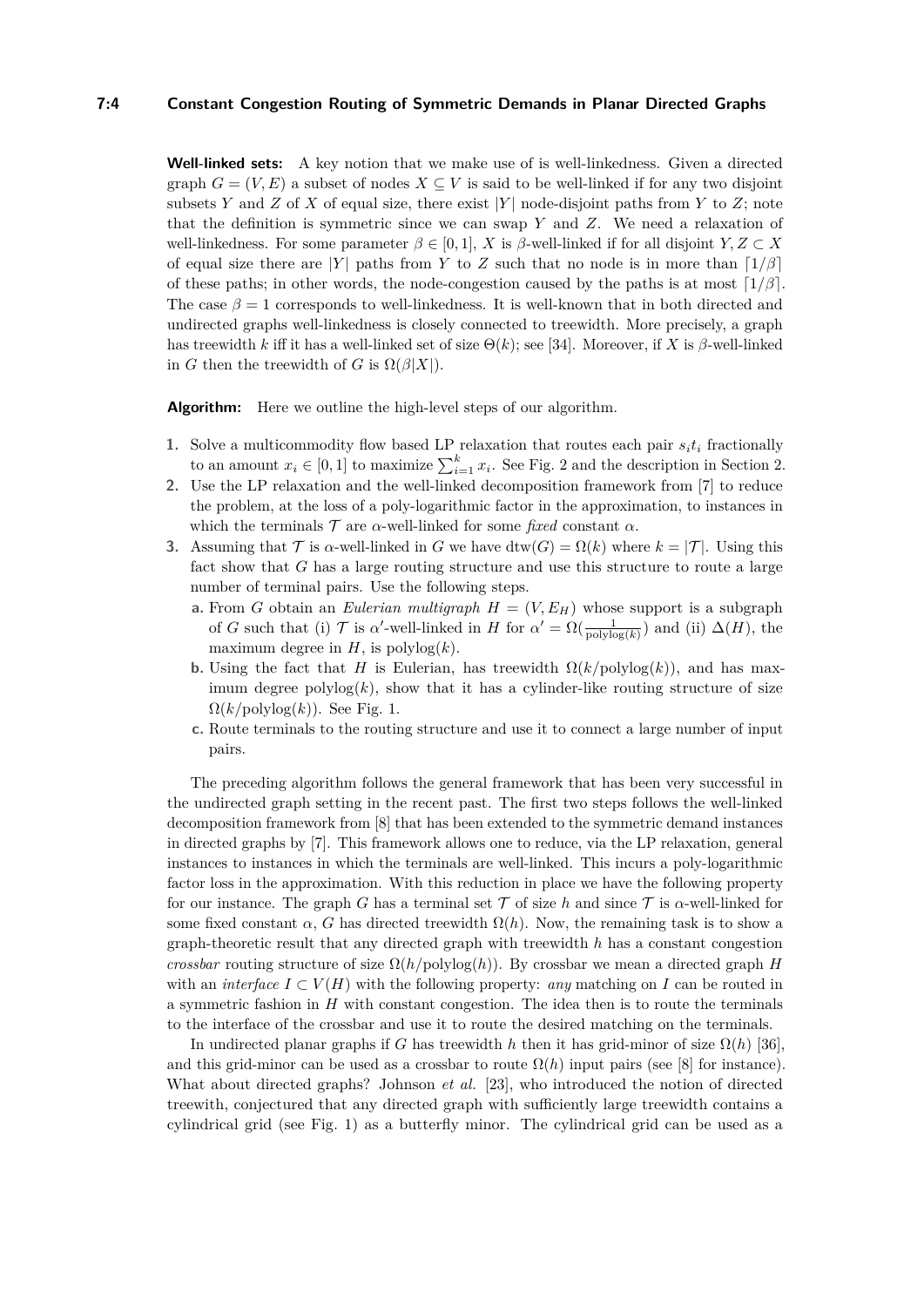**Well-linked sets:** A key notion that we make use of is well-linkedness. Given a directed graph $G = (V, E)$ a subset of nodes $X \subseteq V$ is said to be well-linked if for any two disjoint subsets $Y$ and $Z$ of $X$ of equal size, there exist $|Y|$ node-disjoint paths from $Y$ to $Z$; note that the definition is symmetric since we can swap $Y$ and $Z$. We need a relaxation of well-linkedness. For some parameter $\beta \in [0, 1]$, $X$ is $\beta$-well-linked if for all disjoint $Y, Z \subset X$ of equal size there are $|Y|$ paths from $Y$ to $Z$ such that no node is in more than $\lceil 1/\beta \rceil$ of these paths; in other words, the node-congestion caused by the paths is at most $\lceil 1/\beta \rceil$. The case $\beta = 1$ corresponds to well-linkedness. It is well-known that in both directed and undirected graphs well-linkedness is closely connected to treewidth. More precisely, a graph has treewidth $k$ iff it has a well-linked set of size $\Theta(k)$; see [34]. Moreover, if $X$ is $\beta$-well-linked in $G$ then the treewidth of $G$ is $\Omega(\beta|X|)$.

**Algorithm:** Here we outline the high-level steps of our algorithm.

1. Solve a multicommodity flow based LP relaxation that routes each pair $s_i t_i$ fractionally to an amount $x_i \in [0, 1]$ to maximize $\sum_{i=1}^{k} x_i$. See Fig. 2 and the description in Section 2.
2. Use the LP relaxation and the well-linked decomposition framework from [7] to reduce the problem, at the loss of a poly-logarithmic factor in the approximation, to instances in which the terminals $\mathcal{T}$ are $\alpha$-well-linked for some *fixed* constant $\alpha$.
3. Assuming that $\mathcal{T}$ is $\alpha$-well-linked in $G$ we have $\mathrm{dtw}(G) = \Omega(k)$ where $k = |\mathcal{T}|$. Using this fact show that $G$ has a large routing structure and use this structure to route a large number of terminal pairs. Use the following steps.
   a. From $G$ obtain an *Eulerian multigraph* $H = (V, E_H)$ whose support is a subgraph of $G$ such that (i) $\mathcal{T}$ is $\alpha'$-well-linked in $H$ for $\alpha' = \Omega(\frac{1}{\mathrm{polylog}(k)})$ and (ii) $\Delta(H)$, the maximum degree in $H$, is $\mathrm{polylog}(k)$.
   b. Using the fact that $H$ is Eulerian, has treewidth $\Omega(k/\mathrm{polylog}(k))$, and has maximum degree $\mathrm{polylog}(k)$, show that it has a cylinder-like routing structure of size $\Omega(k/\mathrm{polylog}(k))$. See Fig. 1.
   c. Route terminals to the routing structure and use it to connect a large number of input pairs.

The preceding algorithm follows the general framework that has been very successful in the undirected graph setting in the recent past. The first two steps follows the well-linked decomposition framework from [8] that has been extended to the symmetric demand instances in directed graphs by [7]. This framework allows one to reduce, via the LP relaxation, general instances to instances in which the terminals are well-linked. This incurs a poly-logarithmic factor loss in the approximation. With this reduction in place we have the following property for our instance. The graph $G$ has a terminal set $\mathcal{T}$ of size $h$ and since $\mathcal{T}$ is $\alpha$-well-linked for some fixed constant $\alpha$, $G$ has directed treewidth $\Omega(h)$. Now, the remaining task is to show a graph-theoretic result that any directed graph with treewidth $h$ has a constant congestion *crossbar* routing structure of size $\Omega(h/\mathrm{polylog}(h))$. By crossbar we mean a directed graph $H$ with an *interface* $I \subset V(H)$ with the following property: *any* matching on $I$ can be routed in a symmetric fashion in $H$ with constant congestion. The idea then is to route the terminals to the interface of the crossbar and use it to route the desired matching on the terminals.

In undirected planar graphs if $G$ has treewidth $h$ then it has grid-minor of size $\Omega(h)$ [36], and this grid-minor can be used as a crossbar to route $\Omega(h)$ input pairs (see [8] for instance). What about directed graphs? Johnson *et al.* [23], who introduced the notion of directed treewith, conjectured that any directed graph with sufficiently large treewidth contains a cylindrical grid (see Fig. 1) as a butterfly minor. The cylindrical grid can be used as a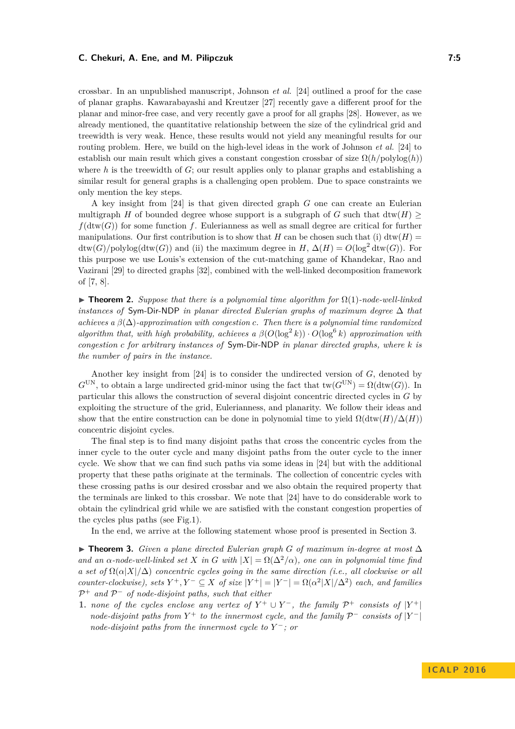crossbar. In an unpublished manuscript, Johnson *et al.* [24] outlined a proof for the case of planar graphs. Kawarabayashi and Kreutzer [27] recently gave a different proof for the planar and minor-free case, and very recently gave a proof for all graphs [28]. However, as we already mentioned, the quantitative relationship between the size of the cylindrical grid and treewidth is very weak. Hence, these results would not yield any meaningful results for our routing problem. Here, we build on the high-level ideas in the work of Johnson *et al.* [24] to establish our main result which gives a constant congestion crossbar of size $\Omega(h/\text{polylog}(h))$ where $h$ is the treewidth of $G$; our result applies only to planar graphs and establishing a similar result for general graphs is a challenging open problem. Due to space constraints we only mention the key steps.

A key insight from [24] is that given directed graph $G$ one can create an Eulerian multigraph $H$ of bounded degree whose support is a subgraph of $G$ such that $\text{dtw}(H) \geq f(\text{dtw}(G))$ for some function $f$. Eulerianness as well as small degree are critical for further manipulations. Our first contribution is to show that $H$ can be chosen such that (i) $\text{dtw}(H) = \text{dtw}(G)/\text{polylog}(\text{dtw}(G))$ and (ii) the maximum degree in $H$, $\Delta(H) = O(\log^2 \text{dtw}(G))$. For this purpose we use Louis's extension of the cut-matching game of Khandekar, Rao and Vazirani [29] to directed graphs [32], combined with the well-linked decomposition framework of [7, 8].

▶ **Theorem 2.** *Suppose that there is a polynomial time algorithm for $\Omega(1)$-node-well-linked instances of* Sym-Dir-NDP *in planar directed Eulerian graphs of maximum degree $\Delta$ that achieves a $\beta(\Delta)$-approximation with congestion $c$. Then there is a polynomial time randomized algorithm that, with high probability, achieves a $\beta(O(\log^2 k)) \cdot O(\log^6 k)$ approximation with congestion $c$ for arbitrary instances of* Sym-Dir-NDP *in planar directed graphs, where $k$ is the number of pairs in the instance.*

Another key insight from [24] is to consider the undirected version of $G$, denoted by $G^{\text{UN}}$, to obtain a large undirected grid-minor using the fact that $\text{tw}(G^{\text{UN}}) = \Omega(\text{dtw}(G))$. In particular this allows the construction of several disjoint concentric directed cycles in $G$ by exploiting the structure of the grid, Eulerianness, and planarity. We follow their ideas and show that the entire construction can be done in polynomial time to yield $\Omega(\text{dtw}(H)/\Delta(H))$ concentric disjoint cycles.

The final step is to find many disjoint paths that cross the concentric cycles from the inner cycle to the outer cycle and many disjoint paths from the outer cycle to the inner cycle. We show that we can find such paths via some ideas in [24] but with the additional property that these paths originate at the terminals. The collection of concentric cycles with these crossing paths is our desired crossbar and we also obtain the required property that the terminals are linked to this crossbar. We note that [24] have to do considerable work to obtain the cylindrical grid while we are satisfied with the constant congestion properties of the cycles plus paths (see Fig.1).

In the end, we arrive at the following statement whose proof is presented in Section 3.

▶ **Theorem 3.** *Given a plane directed Eulerian graph $G$ of maximum in-degree at most $\Delta$ and an $\alpha$-node-well-linked set $X$ in $G$ with $|X| = \Omega(\Delta^2/\alpha)$, one can in polynomial time find a set of $\Omega(\alpha|X|/\Delta)$ concentric cycles going in the same direction (i.e., all clockwise or all counter-clockwise), sets $Y^+, Y^- \subseteq X$ of size $|Y^+| = |Y^-| = \Omega(\alpha^2|X|/\Delta^2)$ each, and families $\mathcal{P}^+$ and $\mathcal{P}^-$ of node-disjoint paths, such that either*

1. *none of the cycles enclose any vertex of $Y^+ \cup Y^-$, the family $\mathcal{P}^+$ consists of $|Y^+|$ node-disjoint paths from $Y^+$ to the innermost cycle, and the family $\mathcal{P}^-$ consists of $|Y^-|$ node-disjoint paths from the innermost cycle to $Y^-$; or*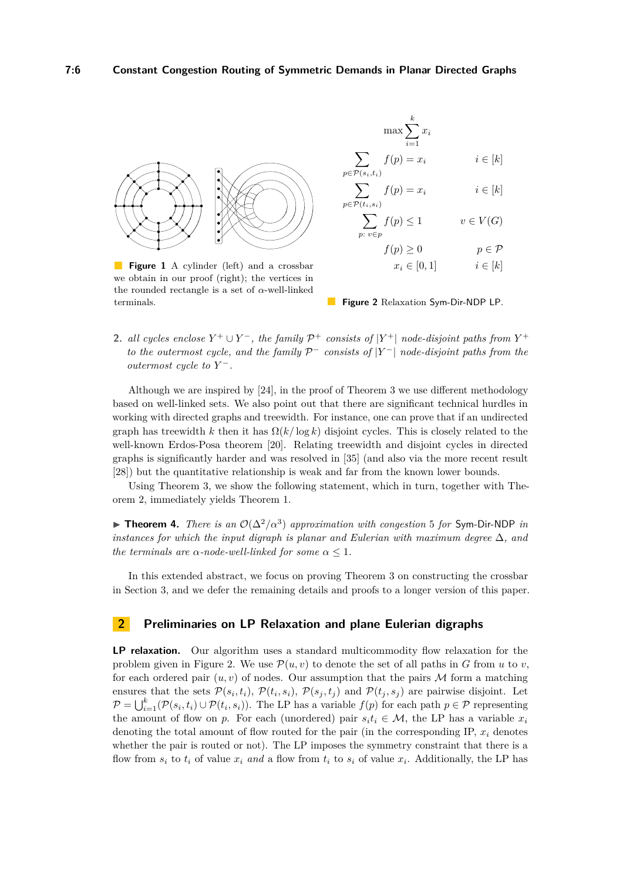**Figure 1** A cylinder (left) and a crossbar we obtain in our proof (right); the vertices in the rounded rectangle is a set of $\alpha$-well-linked terminals.

$$
\begin{aligned}
&\max \sum_{i=1}^{k} x_i \\
&\sum_{p \in \mathcal{P}(s_i,t_i)} f(p) = x_i && i \in [k] \\
&\sum_{p \in \mathcal{P}(t_i,s_i)} f(p) = x_i && i \in [k] \\
&\sum_{p:\, v \in p} f(p) \leq 1 && v \in V(G) \\
&f(p) \geq 0 && p \in \mathcal{P} \\
&x_i \in [0,1] && i \in [k]
\end{aligned}
$$

**Figure 2** Relaxation Sym-Dir-NDP LP.

2. *all cycles enclose $Y^+ \cup Y^-$, the family $\mathcal{P}^+$ consists of $|Y^+|$ node-disjoint paths from $Y^+$ to the outermost cycle, and the family $\mathcal{P}^-$ consists of $|Y^-|$ node-disjoint paths from the outermost cycle to $Y^-$.*

Although we are inspired by [24], in the proof of Theorem 3 we use different methodology based on well-linked sets. We also point out that there are significant technical hurdles in working with directed graphs and treewidth. For instance, one can prove that if an undirected graph has treewidth $k$ then it has $\Omega(k/\log k)$ disjoint cycles. This is closely related to the well-known Erdos-Posa theorem [20]. Relating treewidth and disjoint cycles in directed graphs is significantly harder and was resolved in [35] (and also via the more recent result [28]) but the quantitative relationship is weak and far from the known lower bounds.

Using Theorem 3, we show the following statement, which in turn, together with Theorem 2, immediately yields Theorem 1.

▶ **Theorem 4.** *There is an $\mathcal{O}(\Delta^2/\alpha^3)$ approximation with congestion 5 for* Sym-Dir-NDP *in instances for which the input digraph is planar and Eulerian with maximum degree $\Delta$, and the terminals are $\alpha$-node-well-linked for some $\alpha \leq 1$.*

In this extended abstract, we focus on proving Theorem 3 on constructing the crossbar in Section 3, and we defer the remaining details and proofs to a longer version of this paper.

## 2 Preliminaries on LP Relaxation and plane Eulerian digraphs

**LP relaxation.** Our algorithm uses a standard multicommodity flow relaxation for the problem given in Figure 2. We use $\mathcal{P}(u, v)$ to denote the set of all paths in $G$ from $u$ to $v$, for each ordered pair $(u, v)$ of nodes. Our assumption that the pairs $\mathcal{M}$ form a matching ensures that the sets $\mathcal{P}(s_i, t_i)$, $\mathcal{P}(t_i, s_i)$, $\mathcal{P}(s_j, t_j)$ and $\mathcal{P}(t_j, s_j)$ are pairwise disjoint. Let $\mathcal{P} = \bigcup_{i=1}^{k}(\mathcal{P}(s_i, t_i) \cup \mathcal{P}(t_i, s_i))$. The LP has a variable $f(p)$ for each path $p \in \mathcal{P}$ representing the amount of flow on $p$. For each (unordered) pair $s_i t_i \in \mathcal{M}$, the LP has a variable $x_i$ denoting the total amount of flow routed for the pair (in the corresponding IP, $x_i$ denotes whether the pair is routed or not). The LP imposes the symmetry constraint that there is a flow from $s_i$ to $t_i$ of value $x_i$ *and* a flow from $t_i$ to $s_i$ of value $x_i$. Additionally, the LP has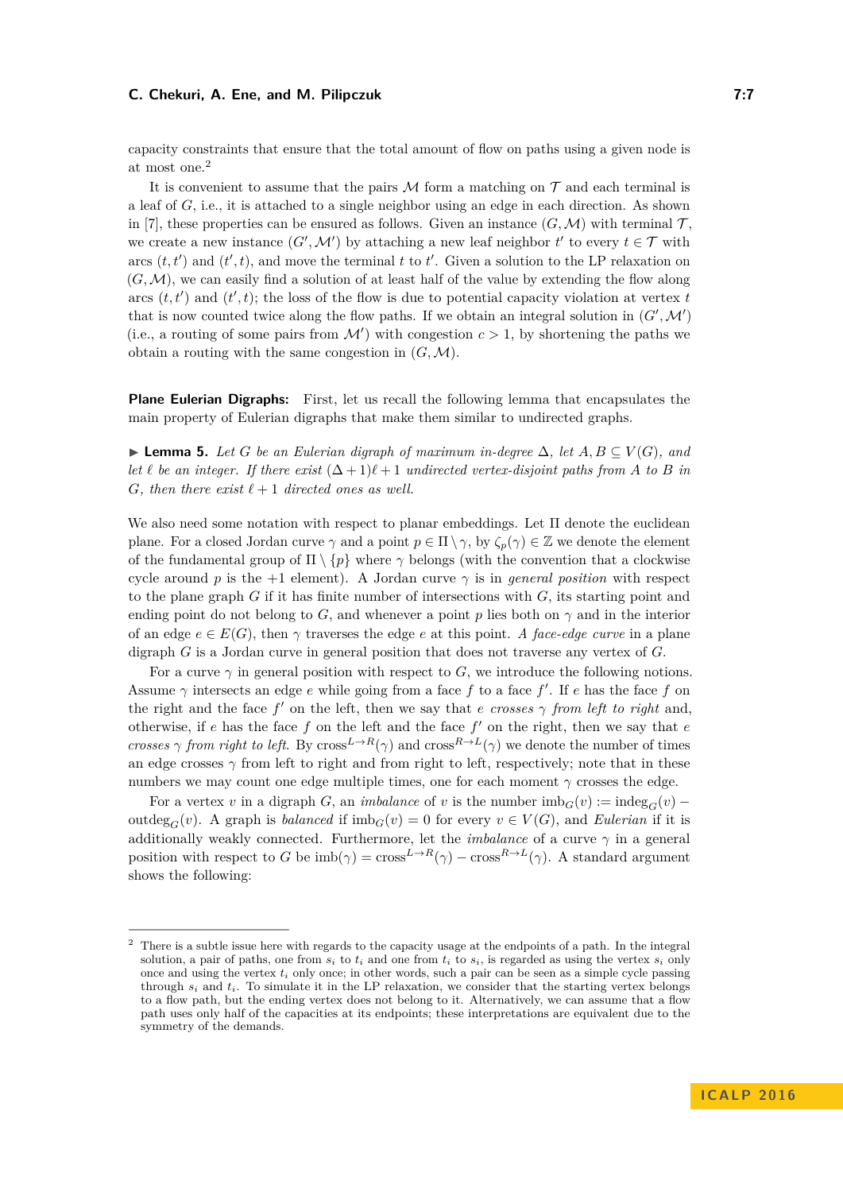capacity constraints that ensure that the total amount of flow on paths using a given node is at most one.[2]

It is convenient to assume that the pairs $\mathcal{M}$ form a matching on $\mathcal{T}$ and each terminal is a leaf of $G$, i.e., it is attached to a single neighbor using an edge in each direction. As shown in [7], these properties can be ensured as follows. Given an instance $(G, \mathcal{M})$ with terminal $\mathcal{T}$, we create a new instance $(G', \mathcal{M}')$ by attaching a new leaf neighbor $t'$ to every $t \in \mathcal{T}$ with arcs $(t, t')$ and $(t', t)$, and move the terminal $t$ to $t'$. Given a solution to the LP relaxation on $(G, \mathcal{M})$, we can easily find a solution of at least half of the value by extending the flow along arcs $(t, t')$ and $(t', t)$; the loss of the flow is due to potential capacity violation at vertex $t$ that is now counted twice along the flow paths. If we obtain an integral solution in $(G', \mathcal{M}')$ (i.e., a routing of some pairs from $\mathcal{M}'$) with congestion $c > 1$, by shortening the paths we obtain a routing with the same congestion in $(G, \mathcal{M})$.

**Plane Eulerian Digraphs:** First, let us recall the following lemma that encapsulates the main property of Eulerian digraphs that make them similar to undirected graphs.

▶ **Lemma 5.** *Let $G$ be an Eulerian digraph of maximum in-degree $\Delta$, let $A, B \subseteq V(G)$, and let $\ell$ be an integer. If there exist $(\Delta+1)\ell+1$ undirected vertex-disjoint paths from $A$ to $B$ in $G$, then there exist $\ell+1$ directed ones as well.*

We also need some notation with respect to planar embeddings. Let $\Pi$ denote the euclidean plane. For a closed Jordan curve $\gamma$ and a point $p \in \Pi \setminus \gamma$, by $\zeta_p(\gamma) \in \mathbb{Z}$ we denote the element of the fundamental group of $\Pi \setminus \{p\}$ where $\gamma$ belongs (with the convention that a clockwise cycle around $p$ is the $+1$ element). A Jordan curve $\gamma$ is in *general position* with respect to the plane graph $G$ if it has finite number of intersections with $G$, its starting point and ending point do not belong to $G$, and whenever a point $p$ lies both on $\gamma$ and in the interior of an edge $e \in E(G)$, then $\gamma$ traverses the edge $e$ at this point. *A face-edge curve* in a plane digraph $G$ is a Jordan curve in general position that does not traverse any vertex of $G$.

For a curve $\gamma$ in general position with respect to $G$, we introduce the following notions. Assume $\gamma$ intersects an edge $e$ while going from a face $f$ to a face $f'$. If $e$ has the face $f$ on the right and the face $f'$ on the left, then we say that $e$ *crosses* $\gamma$ *from left to right* and, otherwise, if $e$ has the face $f$ on the left and the face $f'$ on the right, then we say that $e$ *crosses* $\gamma$ *from right to left*. By $\mathrm{cross}^{L\to R}(\gamma)$ and $\mathrm{cross}^{R\to L}(\gamma)$ we denote the number of times an edge crosses $\gamma$ from left to right and from right to left, respectively; note that in these numbers we may count one edge multiple times, one for each moment $\gamma$ crosses the edge.

For a vertex $v$ in a digraph $G$, an *imbalance* of $v$ is the number $\mathrm{imb}_G(v) := \mathrm{indeg}_G(v) - \mathrm{outdeg}_G(v)$. A graph is *balanced* if $\mathrm{imb}_G(v) = 0$ for every $v \in V(G)$, and *Eulerian* if it is additionally weakly connected. Furthermore, let the *imbalance* of a curve $\gamma$ in a general position with respect to $G$ be $\mathrm{imb}(\gamma) = \mathrm{cross}^{L\to R}(\gamma) - \mathrm{cross}^{R\to L}(\gamma)$. A standard argument shows the following:

---

[2] There is a subtle issue here with regards to the capacity usage at the endpoints of a path. In the integral solution, a pair of paths, one from $s_i$ to $t_i$ and one from $t_i$ to $s_i$, is regarded as using the vertex $s_i$ only once and using the vertex $t_i$ only once; in other words, such a pair can be seen as a simple cycle passing through $s_i$ and $t_i$. To simulate it in the LP relaxation, we consider that the starting vertex belongs to a flow path, but the ending vertex does not belong to it. Alternatively, we can assume that a flow path uses only half of the capacities at its endpoints; these interpretations are equivalent due to the symmetry of the demands.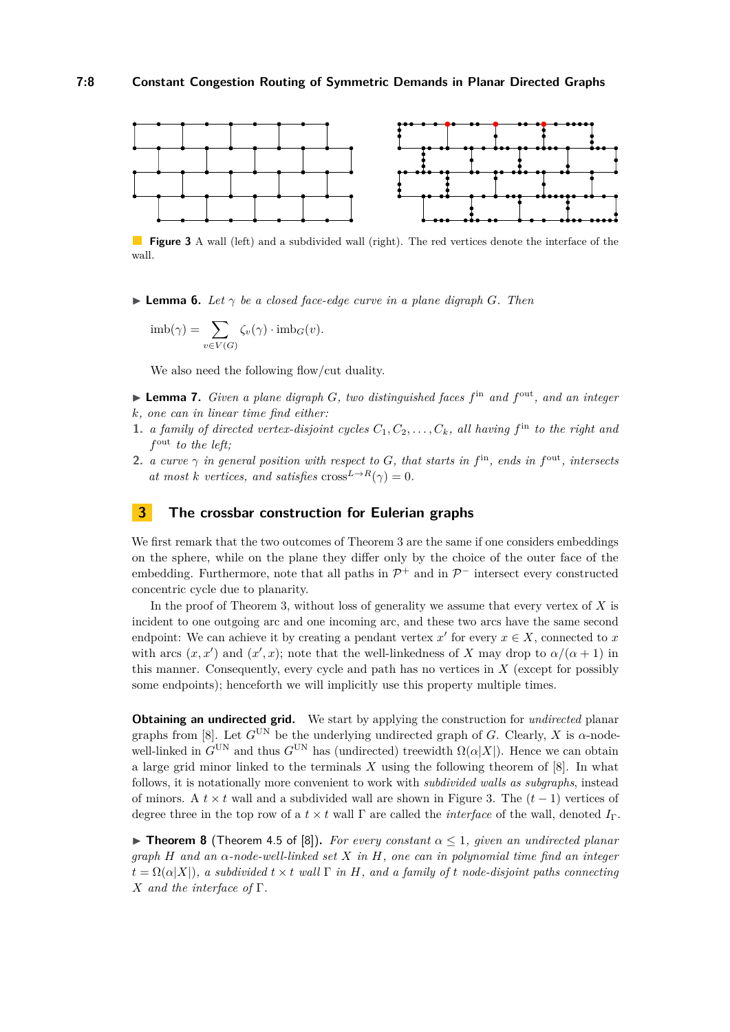**Figure 3** A wall (left) and a subdivided wall (right). The red vertices denote the interface of the wall.

▶ **Lemma 6.** *Let $\gamma$ be a closed face-edge curve in a plane digraph $G$. Then*

$$\mathrm{imb}(\gamma) = \sum_{v \in V(G)} \zeta_v(\gamma) \cdot \mathrm{imb}_G(v).$$

We also need the following flow/cut duality.

▶ **Lemma 7.** *Given a plane digraph $G$, two distinguished faces $f^{\mathrm{in}}$ and $f^{\mathrm{out}}$, and an integer $k$, one can in linear time find either:*

1. *a family of directed vertex-disjoint cycles $C_1, C_2, \ldots, C_k$, all having $f^{\mathrm{in}}$ to the right and $f^{\mathrm{out}}$ to the left;*
2. *a curve $\gamma$ in general position with respect to $G$, that starts in $f^{\mathrm{in}}$, ends in $f^{\mathrm{out}}$, intersects at most $k$ vertices, and satisfies $\mathrm{cross}^{L \to R}(\gamma) = 0$.*

## 3 The crossbar construction for Eulerian graphs

We first remark that the two outcomes of Theorem 3 are the same if one considers embeddings on the sphere, while on the plane they differ only by the choice of the outer face of the embedding. Furthermore, note that all paths in $\mathcal{P}^+$ and in $\mathcal{P}^-$ intersect every constructed concentric cycle due to planarity.

In the proof of Theorem 3, without loss of generality we assume that every vertex of $X$ is incident to one outgoing arc and one incoming arc, and these two arcs have the same second endpoint: We can achieve it by creating a pendant vertex $x'$ for every $x \in X$, connected to $x$ with arcs $(x, x')$ and $(x', x)$; note that the well-linkedness of $X$ may drop to $\alpha/(\alpha+1)$ in this manner. Consequently, every cycle and path has no vertices in $X$ (except for possibly some endpoints); henceforth we will implicitly use this property multiple times.

**Obtaining an undirected grid.** We start by applying the construction for *undirected* planar graphs from [8]. Let $G^{\mathrm{UN}}$ be the underlying undirected graph of $G$. Clearly, $X$ is $\alpha$-node-well-linked in $G^{\mathrm{UN}}$ and thus $G^{\mathrm{UN}}$ has (undirected) treewidth $\Omega(\alpha|X|)$. Hence we can obtain a large grid minor linked to the terminals $X$ using the following theorem of [8]. In what follows, it is notationally more convenient to work with *subdivided walls as subgraphs*, instead of minors. A $t \times t$ wall and a subdivided wall are shown in Figure 3. The $(t-1)$ vertices of degree three in the top row of a $t \times t$ wall $\Gamma$ are called the *interface* of the wall, denoted $I_\Gamma$.

▶ **Theorem 8** (Theorem 4.5 of [8]). *For every constant $\alpha \leq 1$, given an undirected planar graph $H$ and an $\alpha$-node-well-linked set $X$ in $H$, one can in polynomial time find an integer $t = \Omega(\alpha|X|)$, a subdivided $t \times t$ wall $\Gamma$ in $H$, and a family of $t$ node-disjoint paths connecting $X$ and the interface of $\Gamma$.*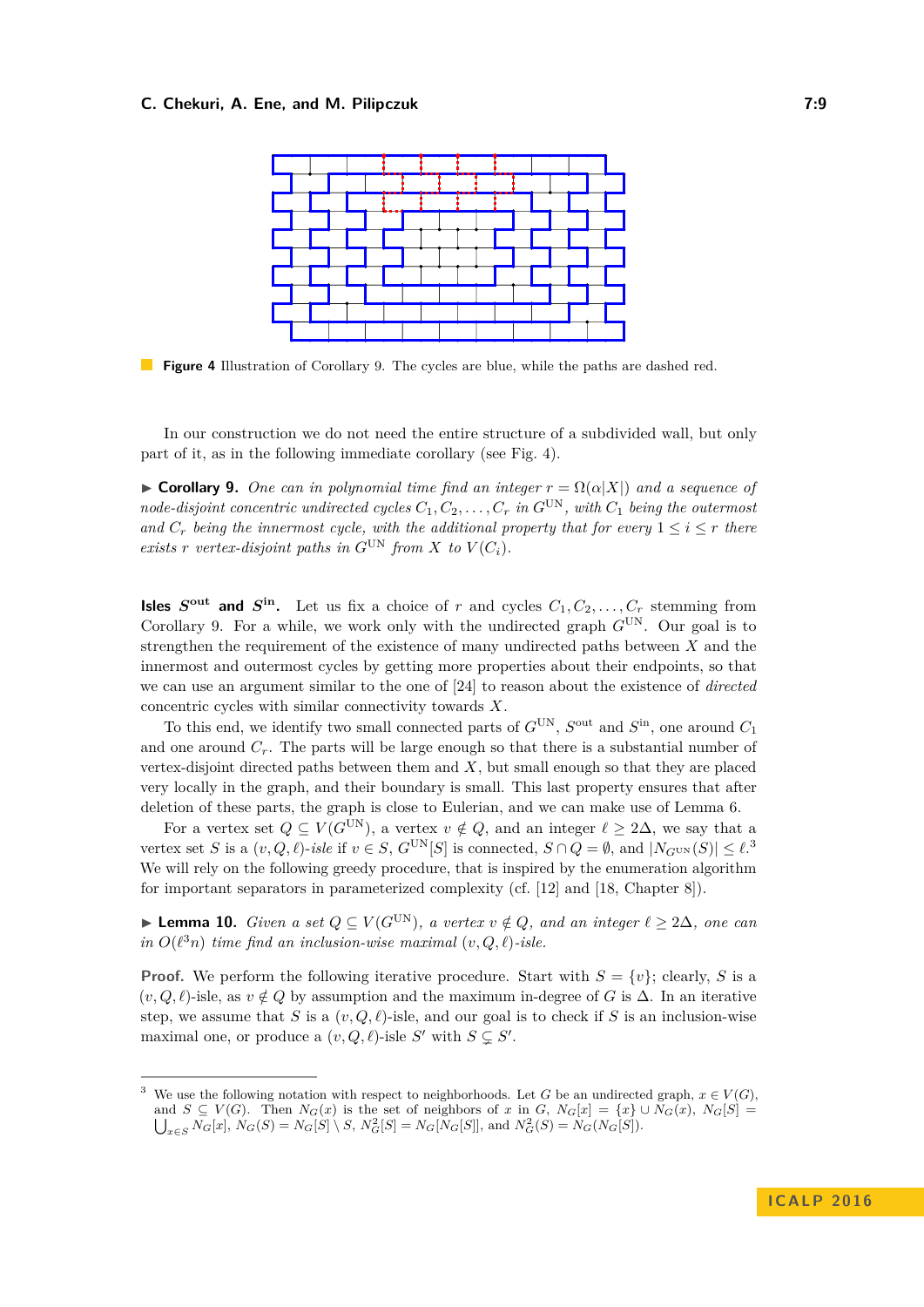**Figure 4** Illustration of Corollary 9. The cycles are blue, while the paths are dashed red.

In our construction we do not need the entire structure of a subdivided wall, but only part of it, as in the following immediate corollary (see Fig. 4).

▶ **Corollary 9.** *One can in polynomial time find an integer $r = \Omega(\alpha|X|)$ and a sequence of node-disjoint concentric undirected cycles $C_1, C_2, \ldots, C_r$ in $G^{\mathrm{UN}}$, with $C_1$ being the outermost and $C_r$ being the innermost cycle, with the additional property that for every $1 \le i \le r$ there exists $r$ vertex-disjoint paths in $G^{\mathrm{UN}}$ from $X$ to $V(C_i)$.*

**Isles $S^{\mathrm{out}}$ and $S^{\mathrm{in}}$.** Let us fix a choice of $r$ and cycles $C_1, C_2, \ldots, C_r$ stemming from Corollary 9. For a while, we work only with the undirected graph $G^{\mathrm{UN}}$. Our goal is to strengthen the requirement of the existence of many undirected paths between $X$ and the innermost and outermost cycles by getting more properties about their endpoints, so that we can use an argument similar to the one of [24] to reason about the existence of *directed* concentric cycles with similar connectivity towards $X$.

To this end, we identify two small connected parts of $G^{\mathrm{UN}}$, $S^{\mathrm{out}}$ and $S^{\mathrm{in}}$, one around $C_1$ and one around $C_r$. The parts will be large enough so that there is a substantial number of vertex-disjoint directed paths between them and $X$, but small enough so that they are placed very locally in the graph, and their boundary is small. This last property ensures that after deletion of these parts, the graph is close to Eulerian, and we can make use of Lemma 6.

For a vertex set $Q \subseteq V(G^{\mathrm{UN}})$, a vertex $v \notin Q$, and an integer $\ell \ge 2\Delta$, we say that a vertex set $S$ is a *$(v, Q, \ell)$-isle* if $v \in S$, $G^{\mathrm{UN}}[S]$ is connected, $S \cap Q = \emptyset$, and $|N_{G^{\mathrm{UN}}}(S)| \le \ell$.[3] We will rely on the following greedy procedure, that is inspired by the enumeration algorithm for important separators in parameterized complexity (cf. [12] and [18, Chapter 8]).

▶ **Lemma 10.** *Given a set $Q \subseteq V(G^{\mathrm{UN}})$, a vertex $v \notin Q$, and an integer $\ell \ge 2\Delta$, one can in $O(\ell^3 n)$ time find an inclusion-wise maximal $(v, Q, \ell)$-isle.*

**Proof.** We perform the following iterative procedure. Start with $S = \{v\}$; clearly, $S$ is a $(v, Q, \ell)$-isle, as $v \notin Q$ by assumption and the maximum in-degree of $G$ is $\Delta$. In an iterative step, we assume that $S$ is a $(v, Q, \ell)$-isle, and our goal is to check if $S$ is an inclusion-wise maximal one, or produce a $(v, Q, \ell)$-isle $S'$ with $S \subsetneq S'$.

---

[3] We use the following notation with respect to neighborhoods. Let $G$ be an undirected graph, $x \in V(G)$, and $S \subseteq V(G)$. Then $N_G(x)$ is the set of neighbors of $x$ in $G$, $N_G[x] = \{x\} \cup N_G(x)$, $N_G[S] = \bigcup_{x \in S} N_G[x]$, $N_G(S) = N_G[S] \setminus S$, $N_G^2[S] = N_G[N_G[S]]$, and $N_G^2(S) = N_G(N_G[S])$.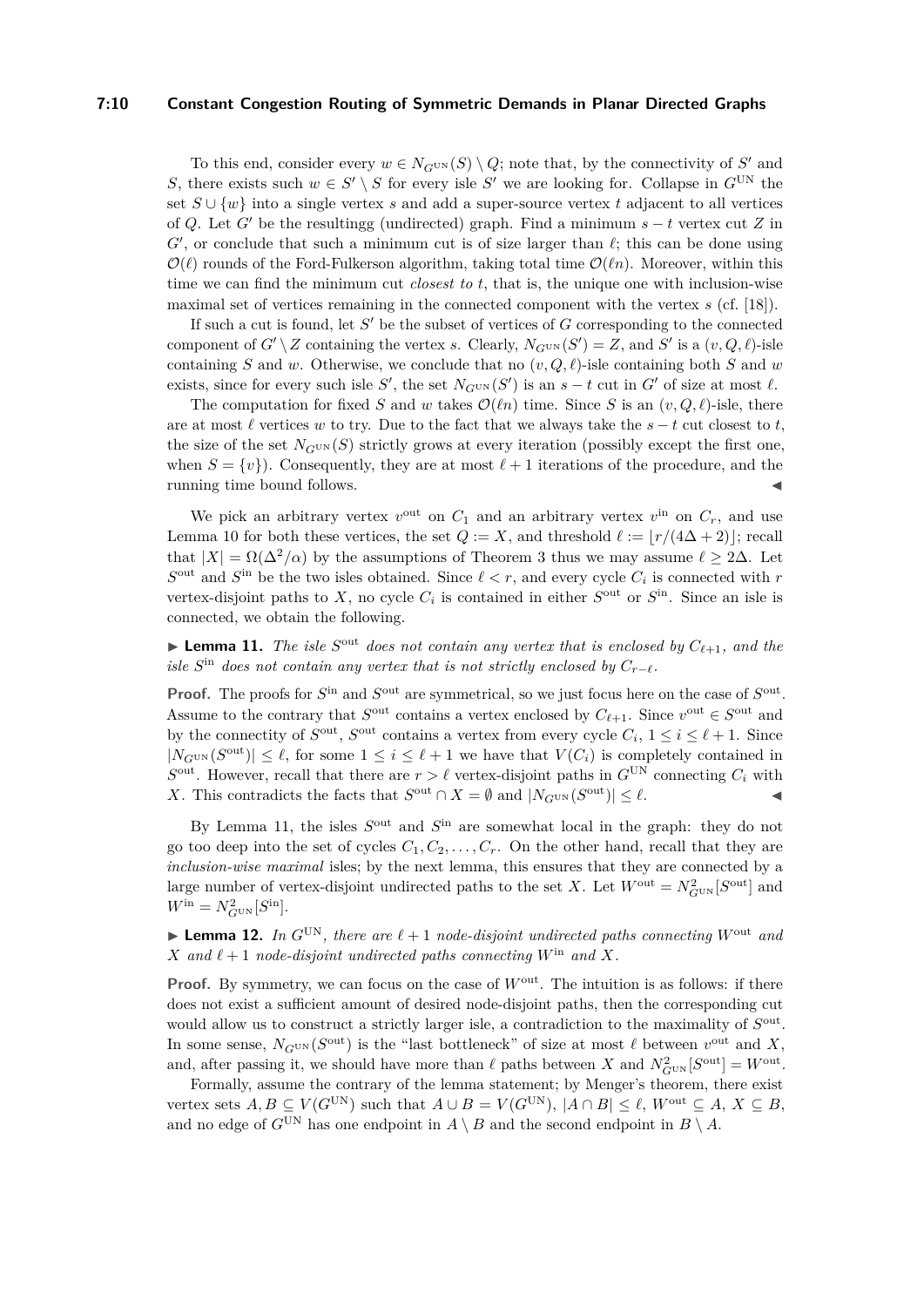To this end, consider every $w \in N_{G^{\text{UN}}}(S) \setminus Q$; note that, by the connectivity of $S'$ and $S$, there exists such $w \in S' \setminus S$ for every isle $S'$ we are looking for. Collapse in $G^{\text{UN}}$ the set $S \cup \{w\}$ into a single vertex $s$ and add a super-source vertex $t$ adjacent to all vertices of $Q$. Let $G'$ be the resultingg (undirected) graph. Find a minimum $s - t$ vertex cut $Z$ in $G'$, or conclude that such a minimum cut is of size larger than $\ell$; this can be done using $\mathcal{O}(\ell)$ rounds of the Ford-Fulkerson algorithm, taking total time $\mathcal{O}(\ell n)$. Moreover, within this time we can find the minimum cut *closest to* $t$, that is, the unique one with inclusion-wise maximal set of vertices remaining in the connected component with the vertex $s$ (cf. [18]).

If such a cut is found, let $S'$ be the subset of vertices of $G$ corresponding to the connected component of $G' \setminus Z$ containing the vertex $s$. Clearly, $N_{G^{\text{UN}}}(S') = Z$, and $S'$ is a $(v, Q, \ell)$-isle containing $S$ and $w$. Otherwise, we conclude that no $(v, Q, \ell)$-isle containing both $S$ and $w$ exists, since for every such isle $S'$, the set $N_{G^{\text{UN}}}(S')$ is an $s - t$ cut in $G'$ of size at most $\ell$.

The computation for fixed $S$ and $w$ takes $\mathcal{O}(\ell n)$ time. Since $S$ is an $(v, Q, \ell)$-isle, there are at most $\ell$ vertices $w$ to try. Due to the fact that we always take the $s - t$ cut closest to $t$, the size of the set $N_{G^{\text{UN}}}(S)$ strictly grows at every iteration (possibly except the first one, when $S = \{v\}$). Consequently, they are at most $\ell + 1$ iterations of the procedure, and the running time bound follows. ◀

We pick an arbitrary vertex $v^{\text{out}}$ on $C_1$ and an arbitrary vertex $v^{\text{in}}$ on $C_r$, and use Lemma 10 for both these vertices, the set $Q := X$, and threshold $\ell := \lfloor r/(4\Delta + 2) \rfloor$; recall that $|X| = \Omega(\Delta^2/\alpha)$ by the assumptions of Theorem 3 thus we may assume $\ell \geq 2\Delta$. Let $S^{\text{out}}$ and $S^{\text{in}}$ be the two isles obtained. Since $\ell < r$, and every cycle $C_i$ is connected with $r$ vertex-disjoint paths to $X$, no cycle $C_i$ is contained in either $S^{\text{out}}$ or $S^{\text{in}}$. Since an isle is connected, we obtain the following.

▶ **Lemma 11.** *The isle $S^{\text{out}}$ does not contain any vertex that is enclosed by $C_{\ell+1}$, and the isle $S^{\text{in}}$ does not contain any vertex that is not strictly enclosed by $C_{r-\ell}$.*

**Proof.** The proofs for $S^{\text{in}}$ and $S^{\text{out}}$ are symmetrical, so we just focus here on the case of $S^{\text{out}}$. Assume to the contrary that $S^{\text{out}}$ contains a vertex enclosed by $C_{\ell+1}$. Since $v^{\text{out}} \in S^{\text{out}}$ and by the connectity of $S^{\text{out}}$, $S^{\text{out}}$ contains a vertex from every cycle $C_i$, $1 \leq i \leq \ell + 1$. Since $|N_{G^{\text{UN}}}(S^{\text{out}})| \leq \ell$, for some $1 \leq i \leq \ell + 1$ we have that $V(C_i)$ is completely contained in $S^{\text{out}}$. However, recall that there are $r > \ell$ vertex-disjoint paths in $G^{\text{UN}}$ connecting $C_i$ with $X$. This contradicts the facts that $S^{\text{out}} \cap X = \emptyset$ and $|N_{G^{\text{UN}}}(S^{\text{out}})| \leq \ell$. ◀

By Lemma 11, the isles $S^{\text{out}}$ and $S^{\text{in}}$ are somewhat local in the graph: they do not go too deep into the set of cycles $C_1, C_2, \ldots, C_r$. On the other hand, recall that they are *inclusion-wise maximal* isles; by the next lemma, this ensures that they are connected by a large number of vertex-disjoint undirected paths to the set $X$. Let $W^{\text{out}} = N^2_{G^{\text{UN}}}[S^{\text{out}}]$ and $W^{\text{in}} = N^2_{G^{\text{UN}}}[S^{\text{in}}]$.

▶ **Lemma 12.** *In $G^{\text{UN}}$, there are $\ell + 1$ node-disjoint undirected paths connecting $W^{\text{out}}$ and $X$ and $\ell + 1$ node-disjoint undirected paths connecting $W^{\text{in}}$ and $X$.*

**Proof.** By symmetry, we can focus on the case of $W^{\text{out}}$. The intuition is as follows: if there does not exist a sufficient amount of desired node-disjoint paths, then the corresponding cut would allow us to construct a strictly larger isle, a contradiction to the maximality of $S^{\text{out}}$. In some sense, $N_{G^{\text{UN}}}(S^{\text{out}})$ is the "last bottleneck" of size at most $\ell$ between $v^{\text{out}}$ and $X$, and, after passing it, we should have more than $\ell$ paths between $X$ and $N^2_{G^{\text{UN}}}[S^{\text{out}}] = W^{\text{out}}$.

Formally, assume the contrary of the lemma statement; by Menger's theorem, there exist vertex sets $A, B \subseteq V(G^{\text{UN}})$ such that $A \cup B = V(G^{\text{UN}})$, $|A \cap B| \leq \ell$, $W^{\text{out}} \subseteq A$, $X \subseteq B$, and no edge of $G^{\text{UN}}$ has one endpoint in $A \setminus B$ and the second endpoint in $B \setminus A$.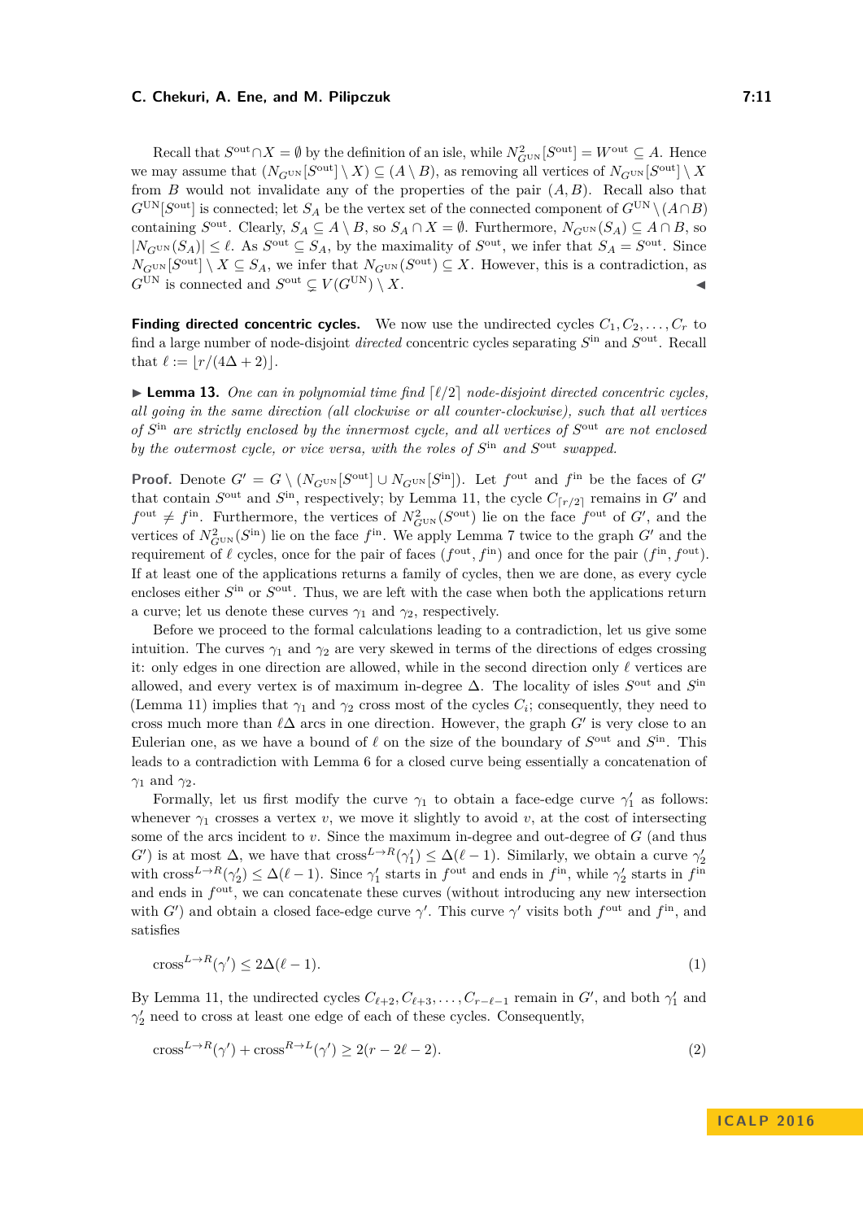Recall that $S^{\mathrm{out}} \cap X = \emptyset$ by the definition of an isle, while $N^2_{G^{\mathrm{UN}}}[S^{\mathrm{out}}] = W^{\mathrm{out}} \subseteq A$. Hence we may assume that $(N_{G^{\mathrm{UN}}}[S^{\mathrm{out}}] \setminus X) \subseteq (A \setminus B)$, as removing all vertices of $N_{G^{\mathrm{UN}}}[S^{\mathrm{out}}] \setminus X$ from $B$ would not invalidate any of the properties of the pair $(A, B)$. Recall also that $G^{\mathrm{UN}}[S^{\mathrm{out}}]$ is connected; let $S_A$ be the vertex set of the connected component of $G^{\mathrm{UN}} \setminus (A \cap B)$ containing $S^{\mathrm{out}}$. Clearly, $S_A \subseteq A \setminus B$, so $S_A \cap X = \emptyset$. Furthermore, $N_{G^{\mathrm{UN}}}(S_A) \subseteq A \cap B$, so $|N_{G^{\mathrm{UN}}}(S_A)| \leq \ell$. As $S^{\mathrm{out}} \subseteq S_A$, by the maximality of $S^{\mathrm{out}}$, we infer that $S_A = S^{\mathrm{out}}$. Since $N_{G^{\mathrm{UN}}}[S^{\mathrm{out}}] \setminus X \subseteq S_A$, we infer that $N_{G^{\mathrm{UN}}}(S^{\mathrm{out}}) \subseteq X$. However, this is a contradiction, as $G^{\mathrm{UN}}$ is connected and $S^{\mathrm{out}} \subsetneq V(G^{\mathrm{UN}}) \setminus X$. ◀

**Finding directed concentric cycles.** We now use the undirected cycles $C_1, C_2, \ldots, C_r$ to find a large number of node-disjoint *directed* concentric cycles separating $S^{\mathrm{in}}$ and $S^{\mathrm{out}}$. Recall that $\ell := \lfloor r/(4\Delta + 2) \rfloor$.

▶ **Lemma 13.** *One can in polynomial time find $\lceil \ell/2 \rceil$ node-disjoint directed concentric cycles, all going in the same direction (all clockwise or all counter-clockwise), such that all vertices of $S^{\mathrm{in}}$ are strictly enclosed by the innermost cycle, and all vertices of $S^{\mathrm{out}}$ are not enclosed by the outermost cycle, or vice versa, with the roles of $S^{\mathrm{in}}$ and $S^{\mathrm{out}}$ swapped.*

**Proof.** Denote $G' = G \setminus (N_{G^{\mathrm{UN}}}[S^{\mathrm{out}}] \cup N_{G^{\mathrm{UN}}}[S^{\mathrm{in}}])$. Let $f^{\mathrm{out}}$ and $f^{\mathrm{in}}$ be the faces of $G'$ that contain $S^{\mathrm{out}}$ and $S^{\mathrm{in}}$, respectively; by Lemma 11, the cycle $C_{\lceil r/2 \rceil}$ remains in $G'$ and $f^{\mathrm{out}} \neq f^{\mathrm{in}}$. Furthermore, the vertices of $N^2_{G^{\mathrm{UN}}}(S^{\mathrm{out}})$ lie on the face $f^{\mathrm{out}}$ of $G'$, and the vertices of $N^2_{G^{\mathrm{UN}}}(S^{\mathrm{in}})$ lie on the face $f^{\mathrm{in}}$. We apply Lemma 7 twice to the graph $G'$ and the requirement of $\ell$ cycles, once for the pair of faces $(f^{\mathrm{out}}, f^{\mathrm{in}})$ and once for the pair $(f^{\mathrm{in}}, f^{\mathrm{out}})$. If at least one of the applications returns a family of cycles, then we are done, as every cycle encloses either $S^{\mathrm{in}}$ or $S^{\mathrm{out}}$. Thus, we are left with the case when both the applications return a curve; let us denote these curves $\gamma_1$ and $\gamma_2$, respectively.

Before we proceed to the formal calculations leading to a contradiction, let us give some intuition. The curves $\gamma_1$ and $\gamma_2$ are very skewed in terms of the directions of edges crossing it: only edges in one direction are allowed, while in the second direction only $\ell$ vertices are allowed, and every vertex is of maximum in-degree $\Delta$. The locality of isles $S^{\mathrm{out}}$ and $S^{\mathrm{in}}$ (Lemma 11) implies that $\gamma_1$ and $\gamma_2$ cross most of the cycles $C_i$; consequently, they need to cross much more than $\ell\Delta$ arcs in one direction. However, the graph $G'$ is very close to an Eulerian one, as we have a bound of $\ell$ on the size of the boundary of $S^{\mathrm{out}}$ and $S^{\mathrm{in}}$. This leads to a contradiction with Lemma 6 for a closed curve being essentially a concatenation of $\gamma_1$ and $\gamma_2$.

Formally, let us first modify the curve $\gamma_1$ to obtain a face-edge curve $\gamma_1'$ as follows: whenever $\gamma_1$ crosses a vertex $v$, we move it slightly to avoid $v$, at the cost of intersecting some of the arcs incident to $v$. Since the maximum in-degree and out-degree of $G$ (and thus $G'$) is at most $\Delta$, we have that $\mathrm{cross}^{L \to R}(\gamma_1') \leq \Delta(\ell - 1)$. Similarly, we obtain a curve $\gamma_2'$ with $\mathrm{cross}^{L \to R}(\gamma_2') \leq \Delta(\ell - 1)$. Since $\gamma_1'$ starts in $f^{\mathrm{out}}$ and ends in $f^{\mathrm{in}}$, while $\gamma_2'$ starts in $f^{\mathrm{in}}$ and ends in $f^{\mathrm{out}}$, we can concatenate these curves (without introducing any new intersection with $G'$) and obtain a closed face-edge curve $\gamma'$. This curve $\gamma'$ visits both $f^{\mathrm{out}}$ and $f^{\mathrm{in}}$, and satisfies

$$\mathrm{cross}^{L \to R}(\gamma') \leq 2\Delta(\ell - 1). \tag{1}$$

By Lemma 11, the undirected cycles $C_{\ell+2}, C_{\ell+3}, \ldots, C_{r-\ell-1}$ remain in $G'$, and both $\gamma_1'$ and $\gamma_2'$ need to cross at least one edge of each of these cycles. Consequently,

$$\mathrm{cross}^{L \to R}(\gamma') + \mathrm{cross}^{R \to L}(\gamma') \geq 2(r - 2\ell - 2). \tag{2}$$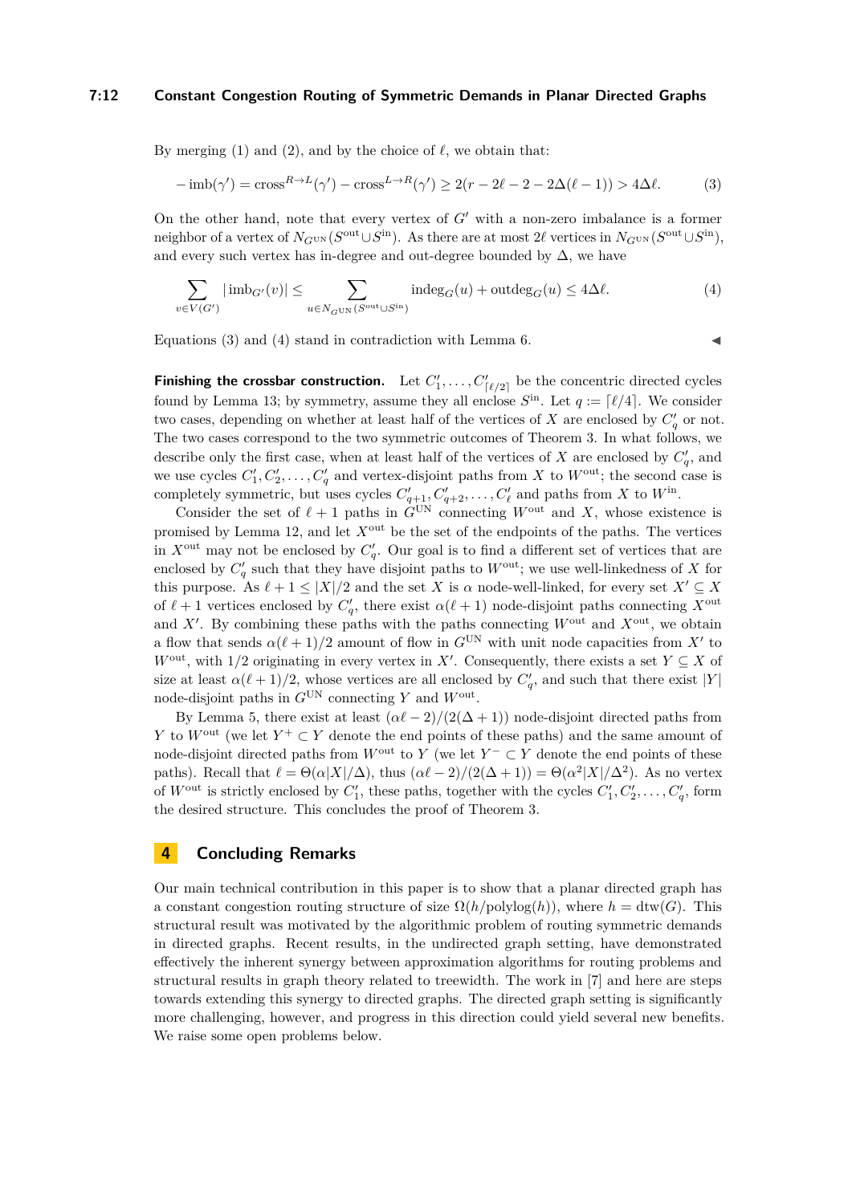By merging (1) and (2), and by the choice of $\ell$, we obtain that:

$$-\operatorname{imb}(\gamma') = \operatorname{cross}^{R\to L}(\gamma') - \operatorname{cross}^{L\to R}(\gamma') \geq 2(r - 2\ell - 2 - 2\Delta(\ell-1)) > 4\Delta\ell. \tag{3}$$

On the other hand, note that every vertex of $G'$ with a non-zero imbalance is a former neighbor of a vertex of $N_{G^{\text{UN}}}(S^{\text{out}} \cup S^{\text{in}})$. As there are at most $2\ell$ vertices in $N_{G^{\text{UN}}}(S^{\text{out}} \cup S^{\text{in}})$, and every such vertex has in-degree and out-degree bounded by $\Delta$, we have

$$\sum_{v \in V(G')} |\operatorname{imb}_{G'}(v)| \leq \sum_{u \in N_{G^{\text{UN}}}(S^{\text{out}} \cup S^{\text{in}})} \operatorname{indeg}_G(u) + \operatorname{outdeg}_G(u) \leq 4\Delta\ell. \tag{4}$$

Equations (3) and (4) stand in contradiction with Lemma 6. ◀

**Finishing the crossbar construction.** Let $C'_1, \ldots, C'_{\lceil \ell/2 \rceil}$ be the concentric directed cycles found by Lemma 13; by symmetry, assume they all enclose $S^{\text{in}}$. Let $q := \lceil \ell/4 \rceil$. We consider two cases, depending on whether at least half of the vertices of $X$ are enclosed by $C'_q$ or not. The two cases correspond to the two symmetric outcomes of Theorem 3. In what follows, we describe only the first case, when at least half of the vertices of $X$ are enclosed by $C'_q$, and we use cycles $C'_1, C'_2, \ldots, C'_q$ and vertex-disjoint paths from $X$ to $W^{\text{out}}$; the second case is completely symmetric, but uses cycles $C'_{q+1}, C'_{q+2}, \ldots, C'_\ell$ and paths from $X$ to $W^{\text{in}}$.

Consider the set of $\ell + 1$ paths in $G^{\text{UN}}$ connecting $W^{\text{out}}$ and $X$, whose existence is promised by Lemma 12, and let $X^{\text{out}}$ be the set of the endpoints of the paths. The vertices in $X^{\text{out}}$ may not be enclosed by $C'_q$. Our goal is to find a different set of vertices that are enclosed by $C'_q$ such that they have disjoint paths to $W^{\text{out}}$; we use well-linkedness of $X$ for this purpose. As $\ell + 1 \leq |X|/2$ and the set $X$ is $\alpha$ node-well-linked, for every set $X' \subseteq X$ of $\ell + 1$ vertices enclosed by $C'_q$, there exist $\alpha(\ell+1)$ node-disjoint paths connecting $X^{\text{out}}$ and $X'$. By combining these paths with the paths connecting $W^{\text{out}}$ and $X^{\text{out}}$, we obtain a flow that sends $\alpha(\ell+1)/2$ amount of flow in $G^{\text{UN}}$ with unit node capacities from $X'$ to $W^{\text{out}}$, with $1/2$ originating in every vertex in $X'$. Consequently, there exists a set $Y \subseteq X$ of size at least $\alpha(\ell+1)/2$, whose vertices are all enclosed by $C'_q$, and such that there exist $|Y|$ node-disjoint paths in $G^{\text{UN}}$ connecting $Y$ and $W^{\text{out}}$.

By Lemma 5, there exist at least $(\alpha\ell - 2)/(2(\Delta+1))$ node-disjoint directed paths from $Y$ to $W^{\text{out}}$ (we let $Y^+ \subset Y$ denote the end points of these paths) and the same amount of node-disjoint directed paths from $W^{\text{out}}$ to $Y$ (we let $Y^- \subset Y$ denote the end points of these paths). Recall that $\ell = \Theta(\alpha|X|/\Delta)$, thus $(\alpha\ell - 2)/(2(\Delta+1)) = \Theta(\alpha^2|X|/\Delta^2)$. As no vertex of $W^{\text{out}}$ is strictly enclosed by $C'_1$, these paths, together with the cycles $C'_1, C'_2, \ldots, C'_q$, form the desired structure. This concludes the proof of Theorem 3.

## 4 Concluding Remarks

Our main technical contribution in this paper is to show that a planar directed graph has a constant congestion routing structure of size $\Omega(h/\text{polylog}(h))$, where $h = \text{dtw}(G)$. This structural result was motivated by the algorithmic problem of routing symmetric demands in directed graphs. Recent results, in the undirected graph setting, have demonstrated effectively the inherent synergy between approximation algorithms for routing problems and structural results in graph theory related to treewidth. The work in [7] and here are steps towards extending this synergy to directed graphs. The directed graph setting is significantly more challenging, however, and progress in this direction could yield several new benefits. We raise some open problems below.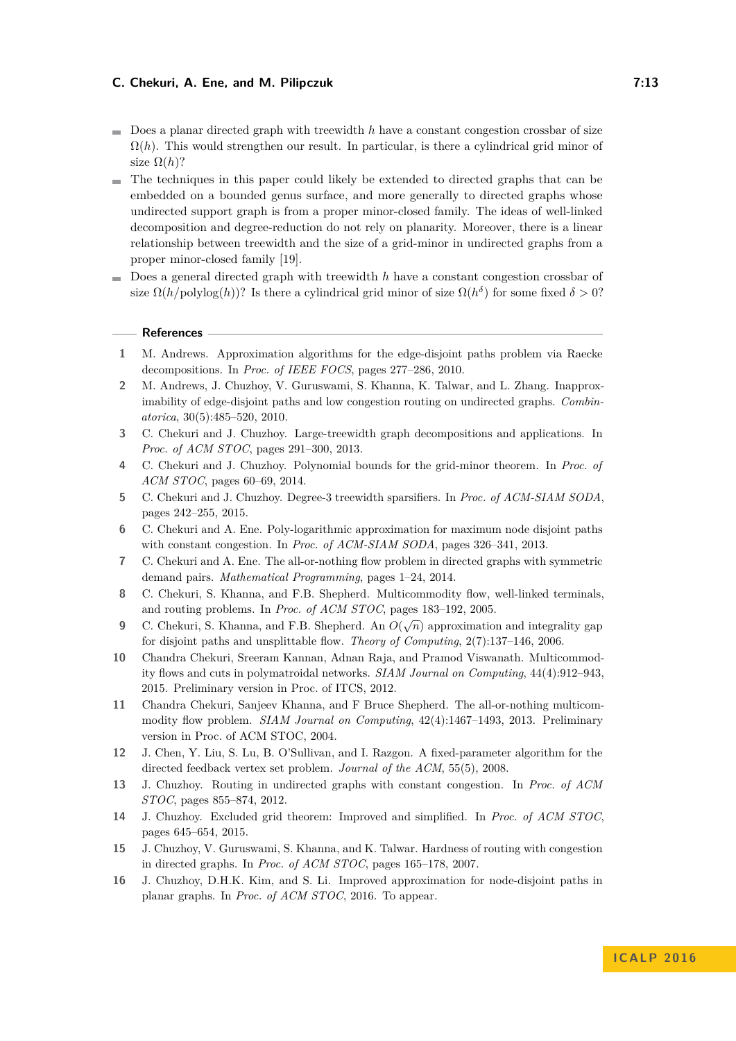- Does a planar directed graph with treewidth $h$ have a constant congestion crossbar of size $\Omega(h)$. This would strengthen our result. In particular, is there a cylindrical grid minor of size $\Omega(h)$?
- The techniques in this paper could likely be extended to directed graphs that can be embedded on a bounded genus surface, and more generally to directed graphs whose undirected support graph is from a proper minor-closed family. The ideas of well-linked decomposition and degree-reduction do not rely on planarity. Moreover, there is a linear relationship between treewidth and the size of a grid-minor in undirected graphs from a proper minor-closed family [19].
- Does a general directed graph with treewidth $h$ have a constant congestion crossbar of size $\Omega(h/\text{polylog}(h))$? Is there a cylindrical grid minor of size $\Omega(h^\delta)$ for some fixed $\delta > 0$?

## References

1. M. Andrews. Approximation algorithms for the edge-disjoint paths problem via Raecke decompositions. In *Proc. of IEEE FOCS*, pages 277–286, 2010.
2. M. Andrews, J. Chuzhoy, V. Guruswami, S. Khanna, K. Talwar, and L. Zhang. Inapproximability of edge-disjoint paths and low congestion routing on undirected graphs. *Combinatorica*, 30(5):485–520, 2010.
3. C. Chekuri and J. Chuzhoy. Large-treewidth graph decompositions and applications. In *Proc. of ACM STOC*, pages 291–300, 2013.
4. C. Chekuri and J. Chuzhoy. Polynomial bounds for the grid-minor theorem. In *Proc. of ACM STOC*, pages 60–69, 2014.
5. C. Chekuri and J. Chuzhoy. Degree-3 treewidth sparsifiers. In *Proc. of ACM-SIAM SODA*, pages 242–255, 2015.
6. C. Chekuri and J. Chuzhoy. Poly-logarithmic approximation for maximum node disjoint paths with constant congestion. In *Proc. of ACM-SIAM SODA*, pages 326–341, 2013.
7. C. Chekuri and A. Ene. The all-or-nothing flow problem in directed graphs with symmetric demand pairs. *Mathematical Programming*, pages 1–24, 2014.
8. C. Chekuri, S. Khanna, and F.B. Shepherd. Multicommodity flow, well-linked terminals, and routing problems. In *Proc. of ACM STOC*, pages 183–192, 2005.
9. C. Chekuri, S. Khanna, and F.B. Shepherd. An $O(\sqrt{n})$ approximation and integrality gap for disjoint paths and unsplittable flow. *Theory of Computing*, 2(7):137–146, 2006.
10. Chandra Chekuri, Sreeram Kannan, Adnan Raja, and Pramod Viswanath. Multicommodity flows and cuts in polymatroidal networks. *SIAM Journal on Computing*, 44(4):912–943, 2015. Preliminary version in Proc. of ITCS, 2012.
11. Chandra Chekuri, Sanjeev Khanna, and F Bruce Shepherd. The all-or-nothing multicommodity flow problem. *SIAM Journal on Computing*, 42(4):1467–1493, 2013. Preliminary version in Proc. of ACM STOC, 2004.
12. J. Chen, Y. Liu, S. Lu, B. O'Sullivan, and I. Razgon. A fixed-parameter algorithm for the directed feedback vertex set problem. *Journal of the ACM*, 55(5), 2008.
13. J. Chuzhoy. Routing in undirected graphs with constant congestion. In *Proc. of ACM STOC*, pages 855–874, 2012.
14. J. Chuzhoy. Excluded grid theorem: Improved and simplified. In *Proc. of ACM STOC*, pages 645–654, 2015.
15. J. Chuzhoy, V. Guruswami, S. Khanna, and K. Talwar. Hardness of routing with congestion in directed graphs. In *Proc. of ACM STOC*, pages 165–178, 2007.
16. J. Chuzhoy, D.H.K. Kim, and S. Li. Improved approximation for node-disjoint paths in planar graphs. In *Proc. of ACM STOC*, 2016. To appear.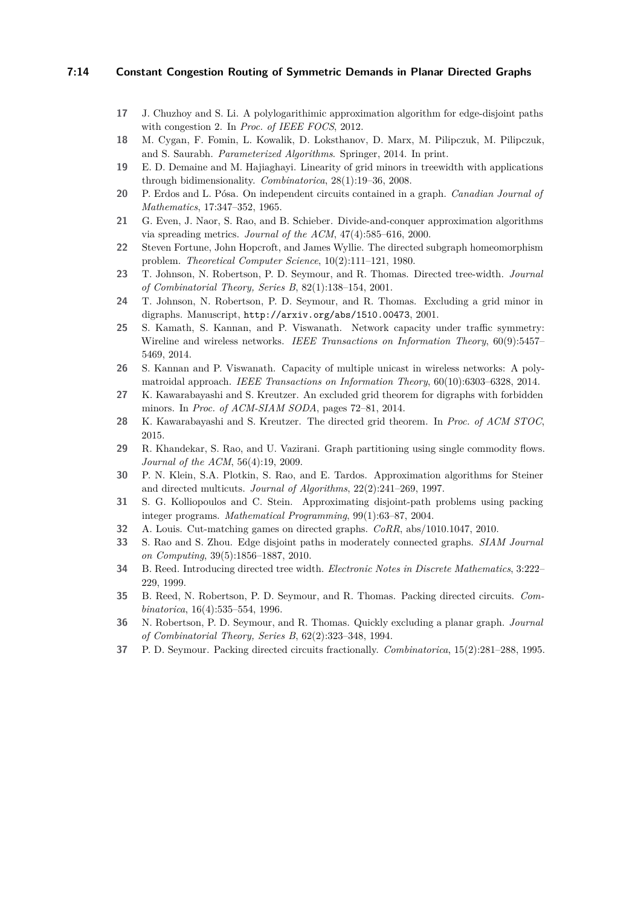17 J. Chuzhoy and S. Li. A polylogarithimic approximation algorithm for edge-disjoint paths with congestion 2. In *Proc. of IEEE FOCS*, 2012.

18 M. Cygan, F. Fomin, L. Kowalik, D. Loksthanov, D. Marx, M. Pilipczuk, M. Pilipczuk, and S. Saurabh. *Parameterized Algorithms*. Springer, 2014. In print.

19 E. D. Demaine and M. Hajiaghayi. Linearity of grid minors in treewidth with applications through bidimensionality. *Combinatorica*, 28(1):19–36, 2008.

20 P. Erdos and L. Pósa. On independent circuits contained in a graph. *Canadian Journal of Mathematics*, 17:347–352, 1965.

21 G. Even, J. Naor, S. Rao, and B. Schieber. Divide-and-conquer approximation algorithms via spreading metrics. *Journal of the ACM*, 47(4):585–616, 2000.

22 Steven Fortune, John Hopcroft, and James Wyllie. The directed subgraph homeomorphism problem. *Theoretical Computer Science*, 10(2):111–121, 1980.

23 T. Johnson, N. Robertson, P. D. Seymour, and R. Thomas. Directed tree-width. *Journal of Combinatorial Theory, Series B*, 82(1):138–154, 2001.

24 T. Johnson, N. Robertson, P. D. Seymour, and R. Thomas. Excluding a grid minor in digraphs. Manuscript, http://arxiv.org/abs/1510.00473, 2001.

25 S. Kamath, S. Kannan, and P. Viswanath. Network capacity under traffic symmetry: Wireline and wireless networks. *IEEE Transactions on Information Theory*, 60(9):5457–5469, 2014.

26 S. Kannan and P. Viswanath. Capacity of multiple unicast in wireless networks: A polymatroidal approach. *IEEE Transactions on Information Theory*, 60(10):6303–6328, 2014.

27 K. Kawarabayashi and S. Kreutzer. An excluded grid theorem for digraphs with forbidden minors. In *Proc. of ACM-SIAM SODA*, pages 72–81, 2014.

28 K. Kawarabayashi and S. Kreutzer. The directed grid theorem. In *Proc. of ACM STOC*, 2015.

29 R. Khandekar, S. Rao, and U. Vazirani. Graph partitioning using single commodity flows. *Journal of the ACM*, 56(4):19, 2009.

30 P. N. Klein, S.A. Plotkin, S. Rao, and E. Tardos. Approximation algorithms for Steiner and directed multicuts. *Journal of Algorithms*, 22(2):241–269, 1997.

31 S. G. Kolliopoulos and C. Stein. Approximating disjoint-path problems using packing integer programs. *Mathematical Programming*, 99(1):63–87, 2004.

32 A. Louis. Cut-matching games on directed graphs. *CoRR*, abs/1010.1047, 2010.

33 S. Rao and S. Zhou. Edge disjoint paths in moderately connected graphs. *SIAM Journal on Computing*, 39(5):1856–1887, 2010.

34 B. Reed. Introducing directed tree width. *Electronic Notes in Discrete Mathematics*, 3:222–229, 1999.

35 B. Reed, N. Robertson, P. D. Seymour, and R. Thomas. Packing directed circuits. *Combinatorica*, 16(4):535–554, 1996.

36 N. Robertson, P. D. Seymour, and R. Thomas. Quickly excluding a planar graph. *Journal of Combinatorial Theory, Series B*, 62(2):323–348, 1994.

37 P. D. Seymour. Packing directed circuits fractionally. *Combinatorica*, 15(2):281–288, 1995.